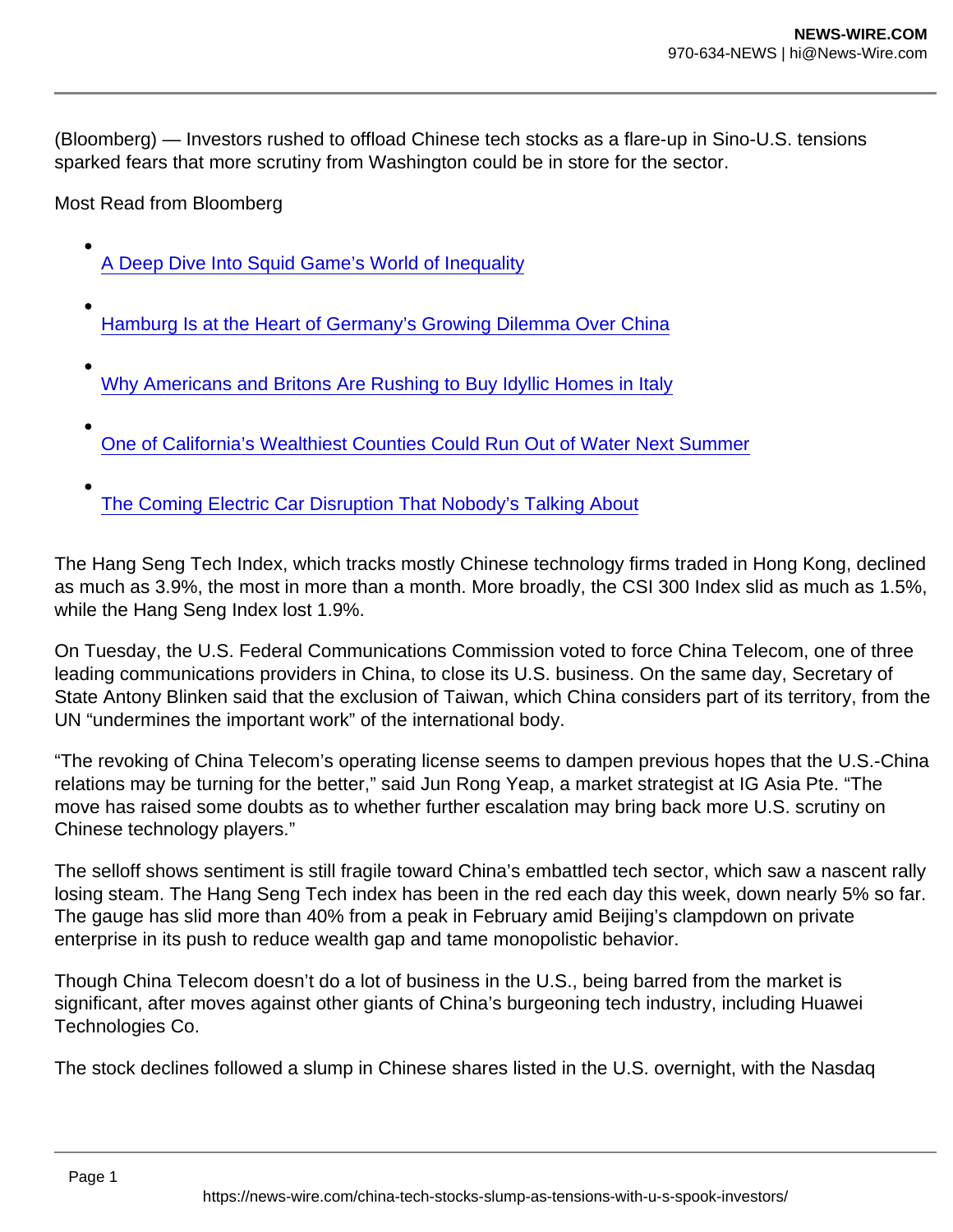(Bloomberg) — Investors rushed to offload Chinese tech stocks as a flare-up in Sino-U.S. tensions sparked fears that more scrutiny from Washington could be in store for the sector.

Most Read from Bloomberg

- [A Deep Dive Into Squid Game's World of Inequality]()
- [Hamburg Is at the Heart of Germany's Growing Dilemma Over China]()
- [Why Americans and Britons Are Rushing to Buy Idyllic Homes in Italy]()
- [One of California's Wealthiest Counties Could Run Out of Water Next Summer]()
- [The Coming Electric Car Disruption That Nobody's Talking About]()

The Hang Seng Tech Index, which tracks mostly Chinese technology firms traded in Hong Kong, declined as much as 3.9%, the most in more than a month. More broadly, the CSI 300 Index slid as much as 1.5%, while the Hang Seng Index lost 1.9%.

On Tuesday, the U.S. Federal Communications Commission voted to force China Telecom, one of three leading communications providers in China, to close its U.S. business. On the same day, Secretary of State Antony Blinken said that the exclusion of Taiwan, which China considers part of its territory, from the UN "undermines the important work" of the international body.

"The revoking of China Telecom's operating license seems to dampen previous hopes that the U.S.-China relations may be turning for the better," said Jun Rong Yeap, a market strategist at IG Asia Pte. "The move has raised some doubts as to whether further escalation may bring back more U.S. scrutiny on Chinese technology players."

The selloff shows sentiment is still fragile toward China's embattled tech sector, which saw a nascent rally losing steam. The Hang Seng Tech index has been in the red each day this week, down nearly 5% so far. The gauge has slid more than 40% from a peak in February amid Beijing's clampdown on private enterprise in its push to reduce wealth gap and tame monopolistic behavior.

Though China Telecom doesn't do a lot of business in the U.S., being barred from the market is significant, after moves against other giants of China's burgeoning tech industry, including Huawei Technologies Co.

The stock declines followed a slump in Chinese shares listed in the U.S. overnight, with the Nasdaq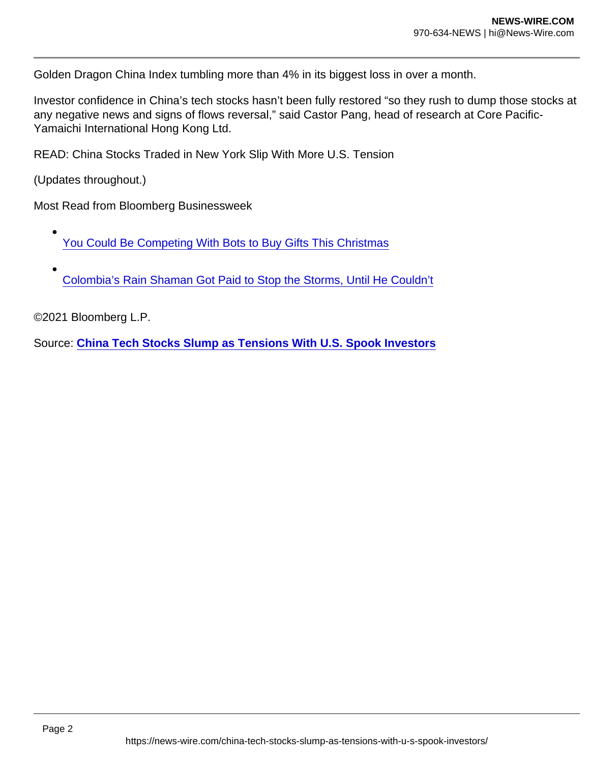Golden Dragon China Index tumbling more than 4% in its biggest loss in over a month.

Investor confidence in China's tech stocks hasn't been fully restored "so they rush to dump those stocks at any negative news and signs of flows reversal," said Castor Pang, head of research at Core Pacific-Yamaichi International Hong Kong Ltd.

READ: China Stocks Traded in New York Slip With More U.S. Tension

(Updates throughout.)

Most Read from Bloomberg Businessweek

- You Could Be Competing With Bots to Buy Gifts This Christmas
- Colombia's Rain Shaman Got Paid to Stop the Storms, Until He Couldn't

©2021 Bloomberg L.P.

Source: **China Tech Stocks Slump as Tensions With U.S. Spook Investors**